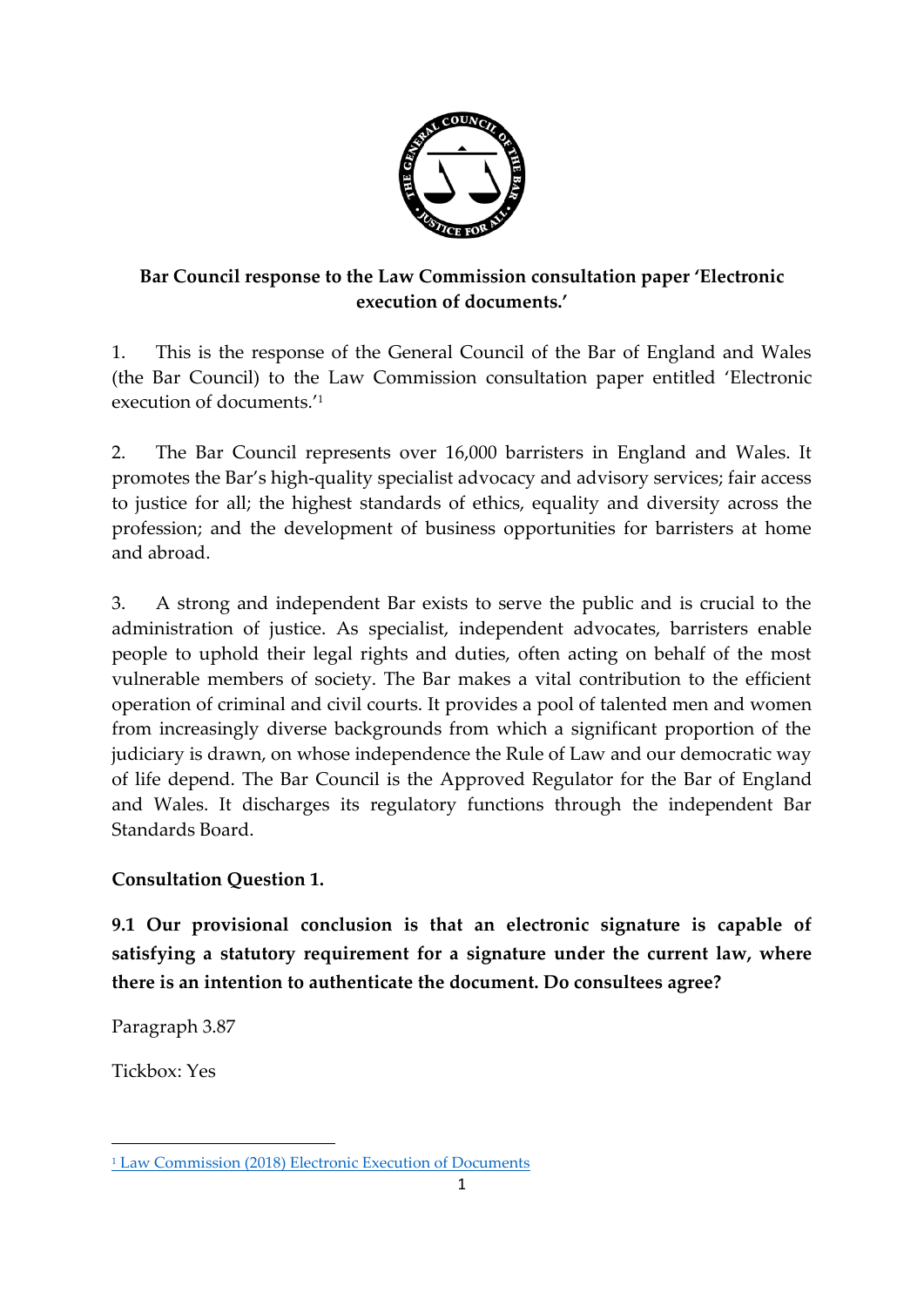**Bar Council response to the Law Commission consultation paper 'Electronic execution of documents.'**

1. This is the response of the General Council of the Bar of England and Wales (the Bar Council) to the Law Commission consultation paper entitled 'Electronic execution of documents.'[1]

2. The Bar Council represents over 16,000 barristers in England and Wales. It promotes the Bar's high-quality specialist advocacy and advisory services; fair access to justice for all; the highest standards of ethics, equality and diversity across the profession; and the development of business opportunities for barristers at home and abroad.

3. A strong and independent Bar exists to serve the public and is crucial to the administration of justice. As specialist, independent advocates, barristers enable people to uphold their legal rights and duties, often acting on behalf of the most vulnerable members of society. The Bar makes a vital contribution to the efficient operation of criminal and civil courts. It provides a pool of talented men and women from increasingly diverse backgrounds from which a significant proportion of the judiciary is drawn, on whose independence the Rule of Law and our democratic way of life depend. The Bar Council is the Approved Regulator for the Bar of England and Wales. It discharges its regulatory functions through the independent Bar Standards Board.

**Consultation Question 1.**

**9.1 Our provisional conclusion is that an electronic signature is capable of satisfying a statutory requirement for a signature under the current law, where there is an intention to authenticate the document. Do consultees agree?**

Paragraph 3.87

Tickbox: Yes

---

[1] Law Commission (2018) Electronic Execution of Documents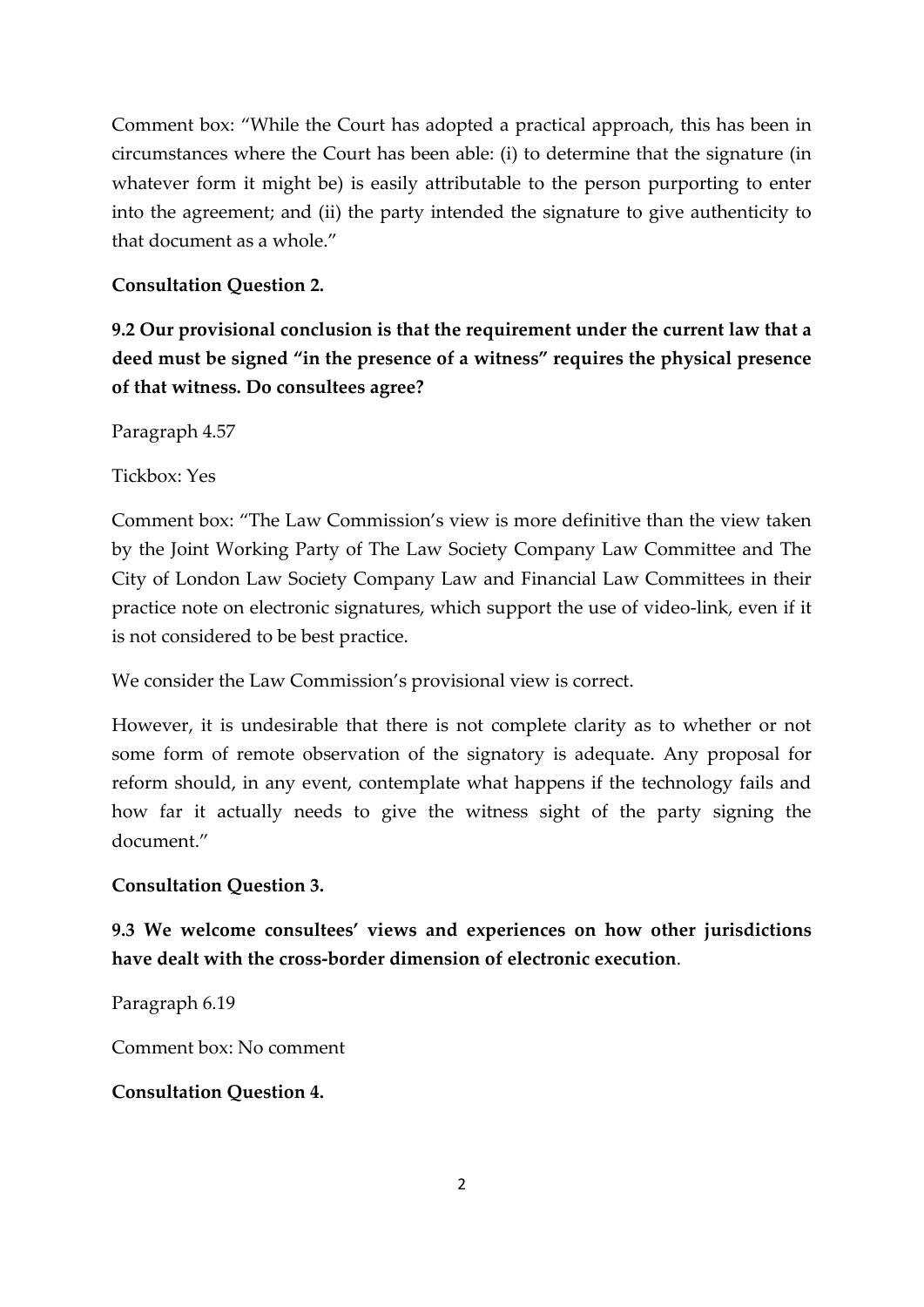Comment box: "While the Court has adopted a practical approach, this has been in circumstances where the Court has been able: (i) to determine that the signature (in whatever form it might be) is easily attributable to the person purporting to enter into the agreement; and (ii) the party intended the signature to give authenticity to that document as a whole."

**Consultation Question 2.**

**9.2 Our provisional conclusion is that the requirement under the current law that a deed must be signed "in the presence of a witness" requires the physical presence of that witness. Do consultees agree?**

Paragraph 4.57

Tickbox: Yes

Comment box: "The Law Commission's view is more definitive than the view taken by the Joint Working Party of The Law Society Company Law Committee and The City of London Law Society Company Law and Financial Law Committees in their practice note on electronic signatures, which support the use of video-link, even if it is not considered to be best practice.

We consider the Law Commission's provisional view is correct.

However, it is undesirable that there is not complete clarity as to whether or not some form of remote observation of the signatory is adequate. Any proposal for reform should, in any event, contemplate what happens if the technology fails and how far it actually needs to give the witness sight of the party signing the document."

**Consultation Question 3.**

**9.3 We welcome consultees' views and experiences on how other jurisdictions have dealt with the cross-border dimension of electronic execution**.

Paragraph 6.19

Comment box: No comment

**Consultation Question 4.**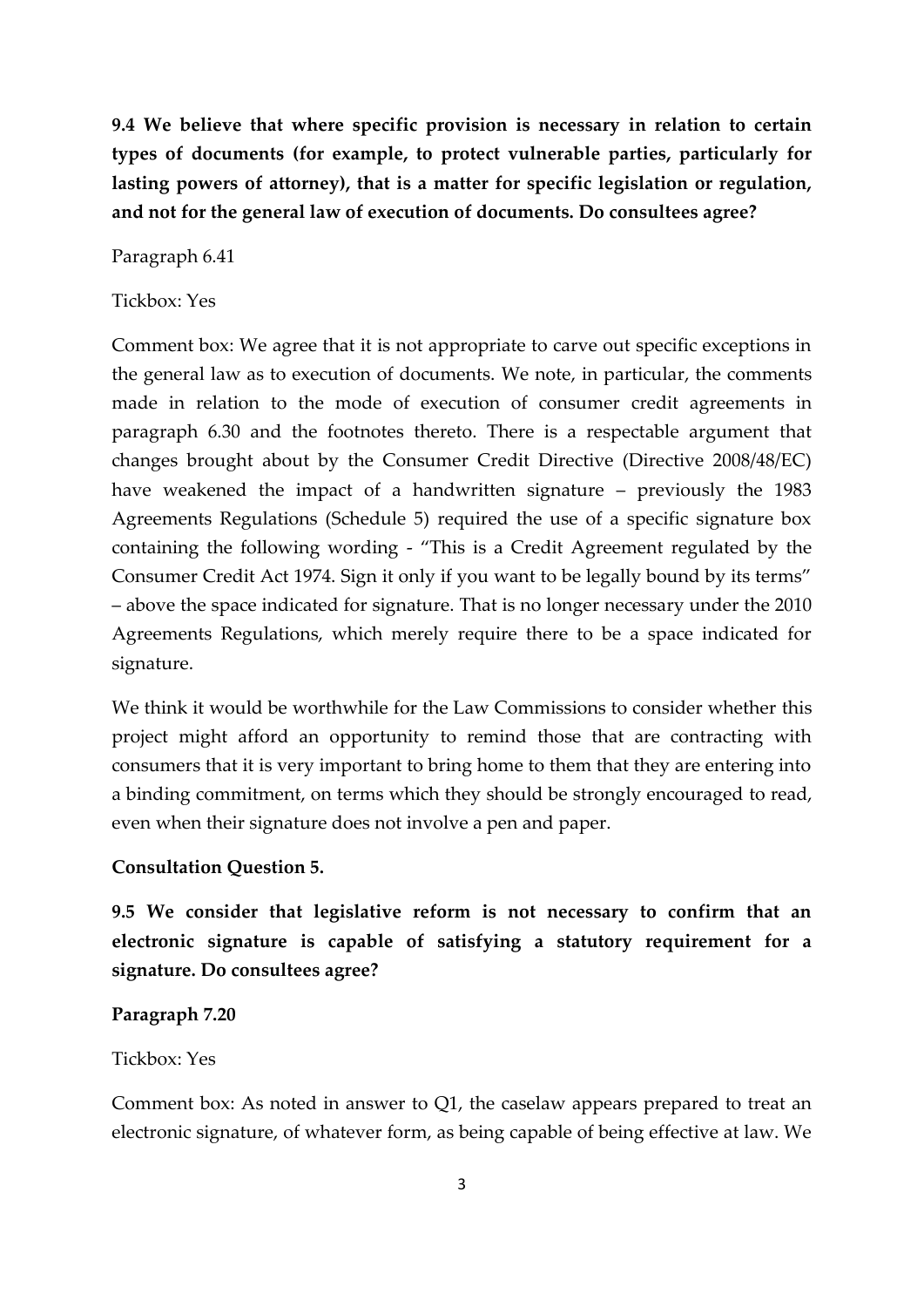**9.4 We believe that where specific provision is necessary in relation to certain types of documents (for example, to protect vulnerable parties, particularly for lasting powers of attorney), that is a matter for specific legislation or regulation, and not for the general law of execution of documents. Do consultees agree?**

Paragraph 6.41

Tickbox: Yes

Comment box: We agree that it is not appropriate to carve out specific exceptions in the general law as to execution of documents. We note, in particular, the comments made in relation to the mode of execution of consumer credit agreements in paragraph 6.30 and the footnotes thereto. There is a respectable argument that changes brought about by the Consumer Credit Directive (Directive 2008/48/EC) have weakened the impact of a handwritten signature – previously the 1983 Agreements Regulations (Schedule 5) required the use of a specific signature box containing the following wording - "This is a Credit Agreement regulated by the Consumer Credit Act 1974. Sign it only if you want to be legally bound by its terms" – above the space indicated for signature. That is no longer necessary under the 2010 Agreements Regulations, which merely require there to be a space indicated for signature.

We think it would be worthwhile for the Law Commissions to consider whether this project might afford an opportunity to remind those that are contracting with consumers that it is very important to bring home to them that they are entering into a binding commitment, on terms which they should be strongly encouraged to read, even when their signature does not involve a pen and paper.

**Consultation Question 5.**

**9.5 We consider that legislative reform is not necessary to confirm that an electronic signature is capable of satisfying a statutory requirement for a signature. Do consultees agree?**

**Paragraph 7.20**

Tickbox: Yes

Comment box: As noted in answer to Q1, the caselaw appears prepared to treat an electronic signature, of whatever form, as being capable of being effective at law. We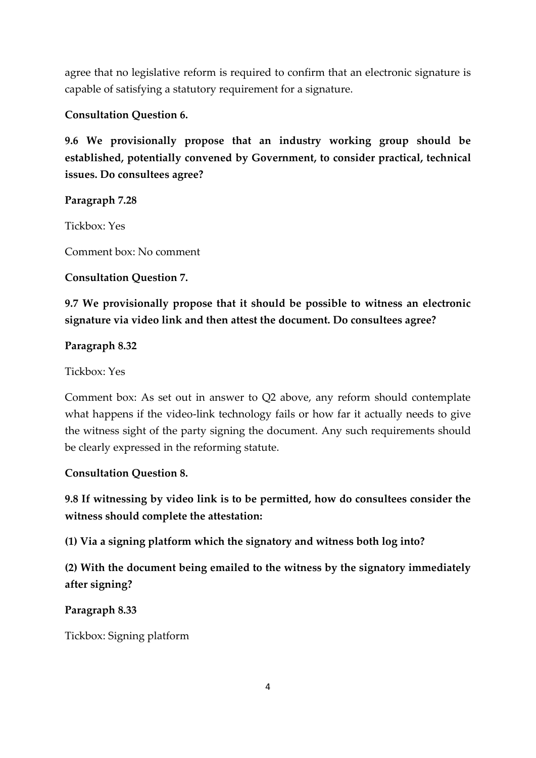agree that no legislative reform is required to confirm that an electronic signature is capable of satisfying a statutory requirement for a signature.

**Consultation Question 6.**

**9.6 We provisionally propose that an industry working group should be established, potentially convened by Government, to consider practical, technical issues. Do consultees agree?**

**Paragraph 7.28**

Tickbox: Yes

Comment box: No comment

**Consultation Question 7.**

**9.7 We provisionally propose that it should be possible to witness an electronic signature via video link and then attest the document. Do consultees agree?**

**Paragraph 8.32**

Tickbox: Yes

Comment box: As set out in answer to Q2 above, any reform should contemplate what happens if the video-link technology fails or how far it actually needs to give the witness sight of the party signing the document. Any such requirements should be clearly expressed in the reforming statute.

**Consultation Question 8.**

**9.8 If witnessing by video link is to be permitted, how do consultees consider the witness should complete the attestation:**

**(1) Via a signing platform which the signatory and witness both log into?**

**(2) With the document being emailed to the witness by the signatory immediately after signing?**

**Paragraph 8.33**

Tickbox: Signing platform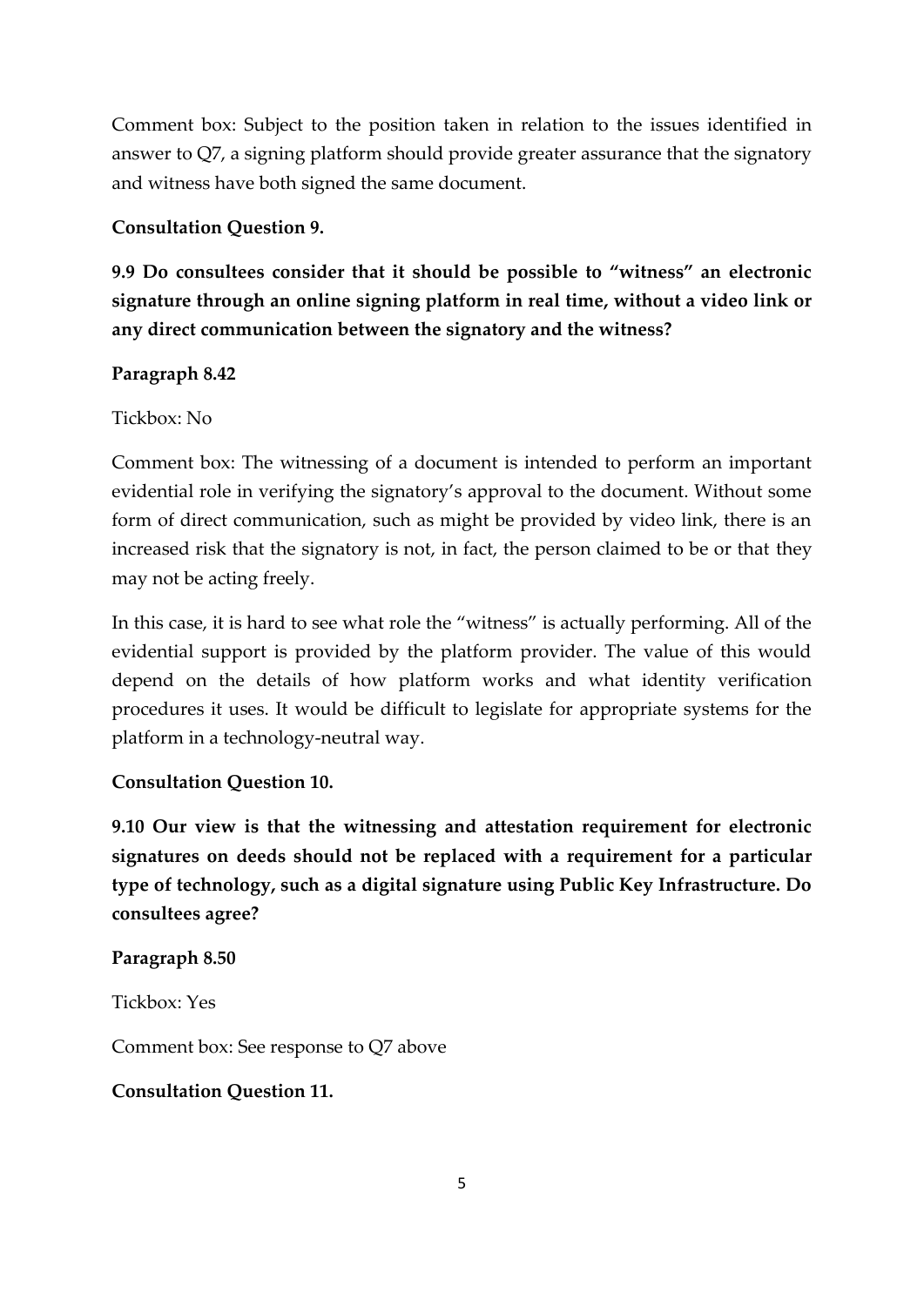Comment box: Subject to the position taken in relation to the issues identified in answer to Q7, a signing platform should provide greater assurance that the signatory and witness have both signed the same document.

**Consultation Question 9.**

**9.9 Do consultees consider that it should be possible to "witness" an electronic signature through an online signing platform in real time, without a video link or any direct communication between the signatory and the witness?**

**Paragraph 8.42**

Tickbox: No

Comment box: The witnessing of a document is intended to perform an important evidential role in verifying the signatory's approval to the document. Without some form of direct communication, such as might be provided by video link, there is an increased risk that the signatory is not, in fact, the person claimed to be or that they may not be acting freely.

In this case, it is hard to see what role the "witness" is actually performing. All of the evidential support is provided by the platform provider. The value of this would depend on the details of how platform works and what identity verification procedures it uses. It would be difficult to legislate for appropriate systems for the platform in a technology-neutral way.

**Consultation Question 10.**

**9.10 Our view is that the witnessing and attestation requirement for electronic signatures on deeds should not be replaced with a requirement for a particular type of technology, such as a digital signature using Public Key Infrastructure. Do consultees agree?**

**Paragraph 8.50**

Tickbox: Yes

Comment box: See response to Q7 above

**Consultation Question 11.**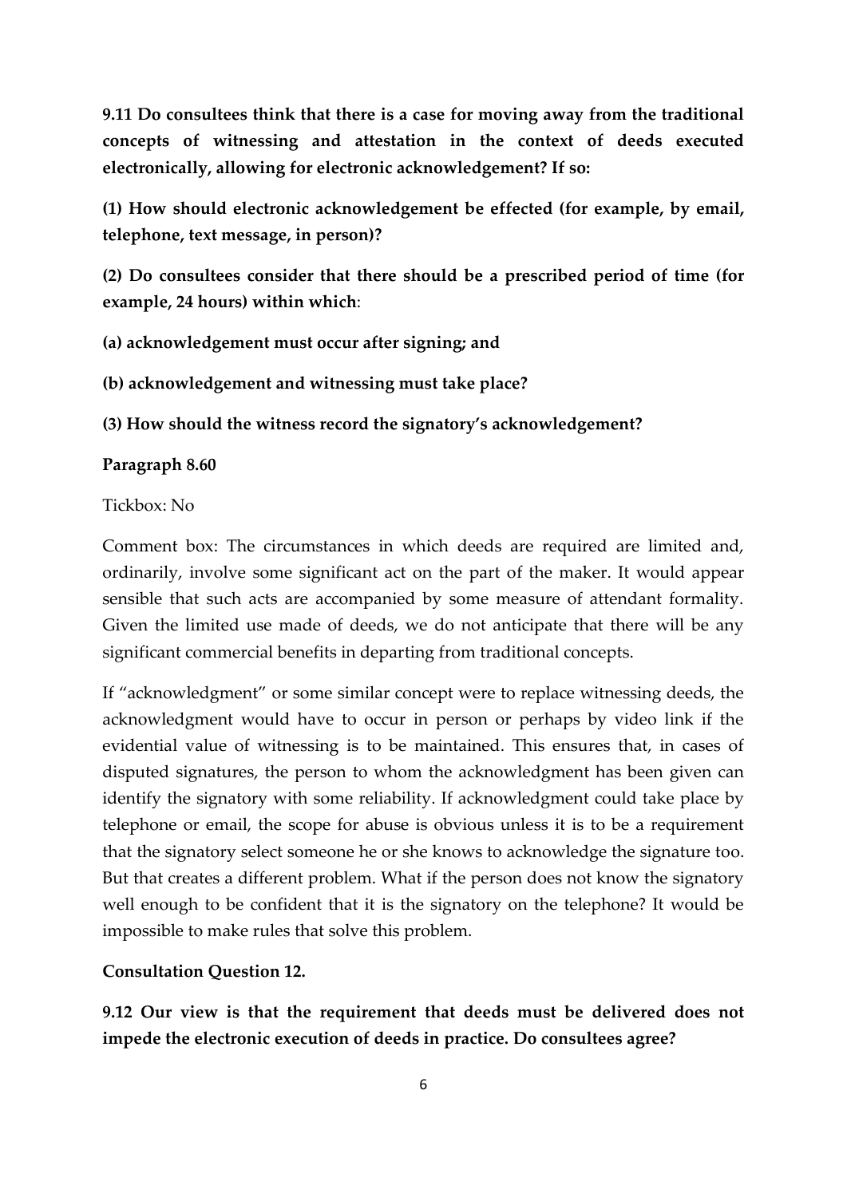**9.11 Do consultees think that there is a case for moving away from the traditional concepts of witnessing and attestation in the context of deeds executed electronically, allowing for electronic acknowledgement? If so:**

**(1) How should electronic acknowledgement be effected (for example, by email, telephone, text message, in person)?**

**(2) Do consultees consider that there should be a prescribed period of time (for example, 24 hours) within which**:

**(a) acknowledgement must occur after signing; and**

**(b) acknowledgement and witnessing must take place?**

**(3) How should the witness record the signatory's acknowledgement?**

**Paragraph 8.60**

Tickbox: No

Comment box: The circumstances in which deeds are required are limited and, ordinarily, involve some significant act on the part of the maker. It would appear sensible that such acts are accompanied by some measure of attendant formality. Given the limited use made of deeds, we do not anticipate that there will be any significant commercial benefits in departing from traditional concepts.

If "acknowledgment" or some similar concept were to replace witnessing deeds, the acknowledgment would have to occur in person or perhaps by video link if the evidential value of witnessing is to be maintained. This ensures that, in cases of disputed signatures, the person to whom the acknowledgment has been given can identify the signatory with some reliability. If acknowledgment could take place by telephone or email, the scope for abuse is obvious unless it is to be a requirement that the signatory select someone he or she knows to acknowledge the signature too. But that creates a different problem. What if the person does not know the signatory well enough to be confident that it is the signatory on the telephone? It would be impossible to make rules that solve this problem.

**Consultation Question 12.**

**9.12 Our view is that the requirement that deeds must be delivered does not impede the electronic execution of deeds in practice. Do consultees agree?**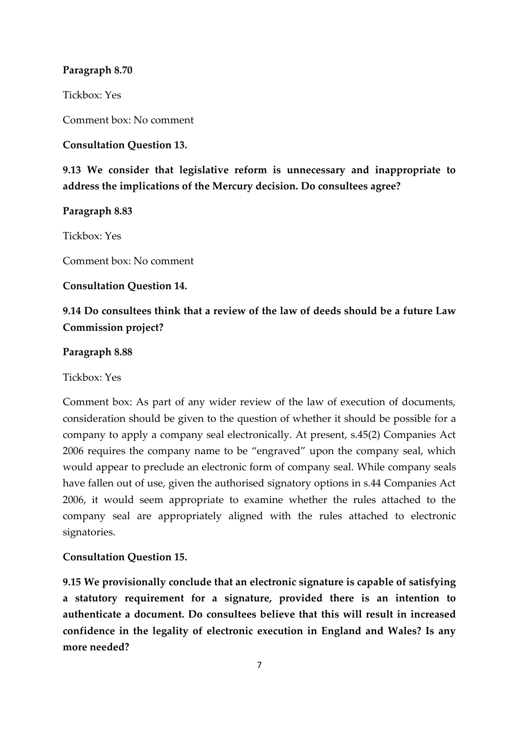**Paragraph 8.70**

Tickbox: Yes

Comment box: No comment

**Consultation Question 13.**

**9.13 We consider that legislative reform is unnecessary and inappropriate to address the implications of the Mercury decision. Do consultees agree?**

**Paragraph 8.83**

Tickbox: Yes

Comment box: No comment

**Consultation Question 14.**

**9.14 Do consultees think that a review of the law of deeds should be a future Law Commission project?**

**Paragraph 8.88**

Tickbox: Yes

Comment box: As part of any wider review of the law of execution of documents, consideration should be given to the question of whether it should be possible for a company to apply a company seal electronically. At present, s.45(2) Companies Act 2006 requires the company name to be "engraved" upon the company seal, which would appear to preclude an electronic form of company seal. While company seals have fallen out of use, given the authorised signatory options in s.44 Companies Act 2006, it would seem appropriate to examine whether the rules attached to the company seal are appropriately aligned with the rules attached to electronic signatories.

**Consultation Question 15.**

**9.15 We provisionally conclude that an electronic signature is capable of satisfying a statutory requirement for a signature, provided there is an intention to authenticate a document. Do consultees believe that this will result in increased confidence in the legality of electronic execution in England and Wales? Is any more needed?**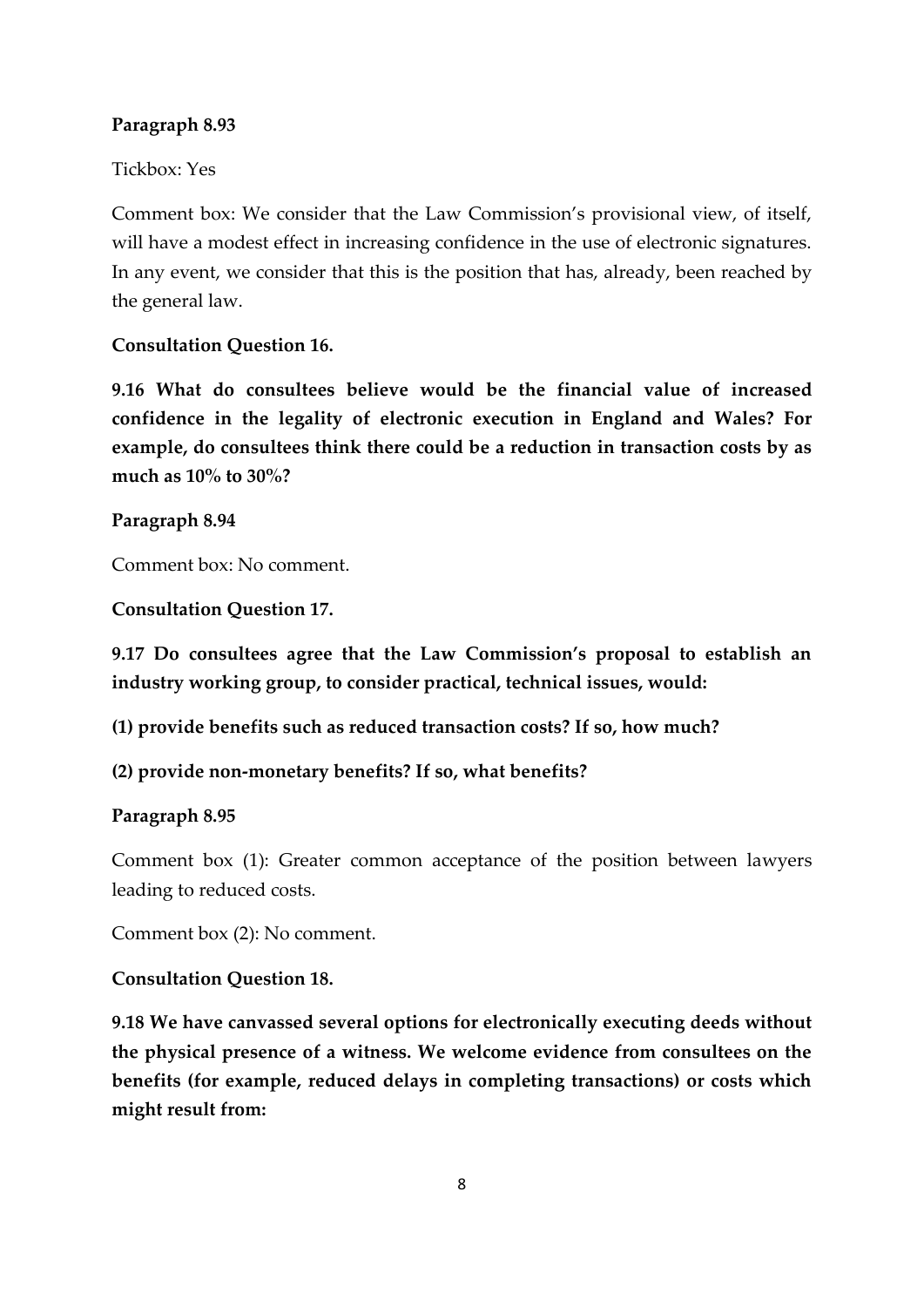**Paragraph 8.93**

Tickbox: Yes

Comment box: We consider that the Law Commission's provisional view, of itself, will have a modest effect in increasing confidence in the use of electronic signatures. In any event, we consider that this is the position that has, already, been reached by the general law.

**Consultation Question 16.**

**9.16 What do consultees believe would be the financial value of increased confidence in the legality of electronic execution in England and Wales? For example, do consultees think there could be a reduction in transaction costs by as much as 10% to 30%?**

**Paragraph 8.94**

Comment box: No comment.

**Consultation Question 17.**

**9.17 Do consultees agree that the Law Commission's proposal to establish an industry working group, to consider practical, technical issues, would:**

**(1) provide benefits such as reduced transaction costs? If so, how much?**

**(2) provide non-monetary benefits? If so, what benefits?**

**Paragraph 8.95**

Comment box (1): Greater common acceptance of the position between lawyers leading to reduced costs.

Comment box (2): No comment.

**Consultation Question 18.**

**9.18 We have canvassed several options for electronically executing deeds without the physical presence of a witness. We welcome evidence from consultees on the benefits (for example, reduced delays in completing transactions) or costs which might result from:**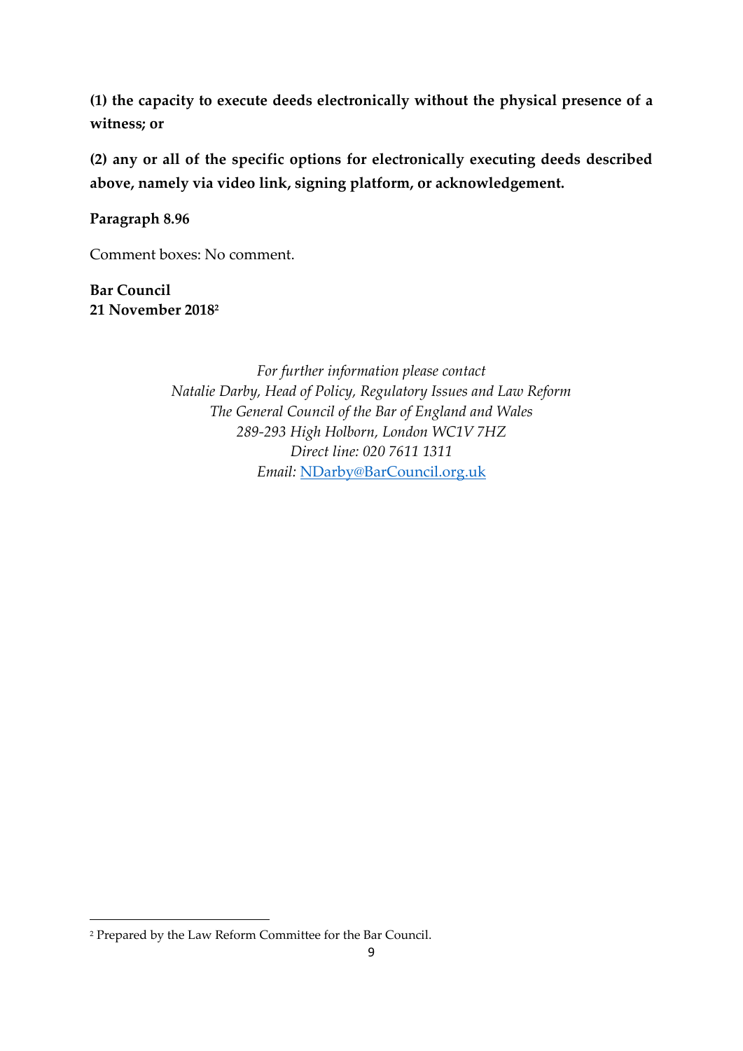**(1) the capacity to execute deeds electronically without the physical presence of a witness; or**

**(2) any or all of the specific options for electronically executing deeds described above, namely via video link, signing platform, or acknowledgement.**

**Paragraph 8.96**

Comment boxes: No comment.

**Bar Council**
**21 November 2018**[2]

*For further information please contact*
*Natalie Darby, Head of Policy, Regulatory Issues and Law Reform*
*The General Council of the Bar of England and Wales*
*289-293 High Holborn, London WC1V 7HZ*
*Direct line: 020 7611 1311*
*Email:* NDarby@BarCouncil.org.uk

[2] Prepared by the Law Reform Committee for the Bar Council.